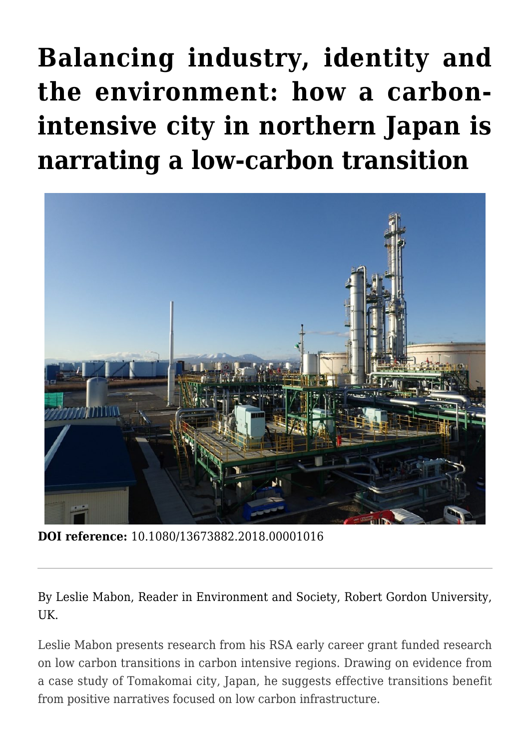# Balancing industry, identity and the environment: how a carbon-intensive city in northern Japan is narrating a low-carbon transition

**DOI reference:** 10.1080/13673882.2018.00001016

---

By Leslie Mabon, Reader in Environment and Society, Robert Gordon University, UK.

Leslie Mabon presents research from his RSA early career grant funded research on low carbon transitions in carbon intensive regions. Drawing on evidence from a case study of Tomakomai city, Japan, he suggests effective transitions benefit from positive narratives focused on low carbon infrastructure.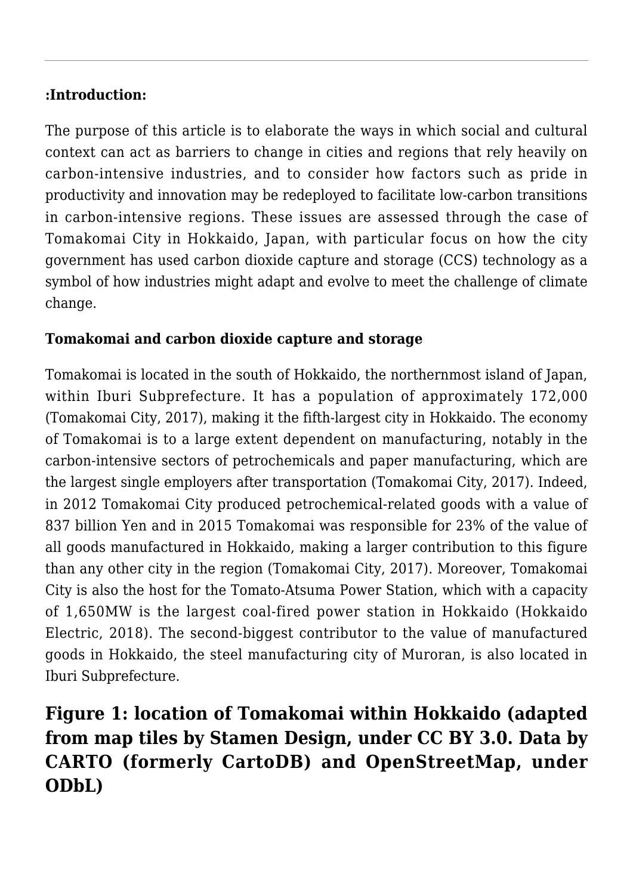---

**:Introduction:**

The purpose of this article is to elaborate the ways in which social and cultural context can act as barriers to change in cities and regions that rely heavily on carbon-intensive industries, and to consider how factors such as pride in productivity and innovation may be redeployed to facilitate low-carbon transitions in carbon-intensive regions. These issues are assessed through the case of Tomakomai City in Hokkaido, Japan, with particular focus on how the city government has used carbon dioxide capture and storage (CCS) technology as a symbol of how industries might adapt and evolve to meet the challenge of climate change.

**Tomakomai and carbon dioxide capture and storage**

Tomakomai is located in the south of Hokkaido, the northernmost island of Japan, within Iburi Subprefecture. It has a population of approximately 172,000 (Tomakomai City, 2017), making it the fifth-largest city in Hokkaido. The economy of Tomakomai is to a large extent dependent on manufacturing, notably in the carbon-intensive sectors of petrochemicals and paper manufacturing, which are the largest single employers after transportation (Tomakomai City, 2017). Indeed, in 2012 Tomakomai City produced petrochemical-related goods with a value of 837 billion Yen and in 2015 Tomakomai was responsible for 23% of the value of all goods manufactured in Hokkaido, making a larger contribution to this figure than any other city in the region (Tomakomai City, 2017). Moreover, Tomakomai City is also the host for the Tomato-Atsuma Power Station, which with a capacity of 1,650MW is the largest coal-fired power station in Hokkaido (Hokkaido Electric, 2018). The second-biggest contributor to the value of manufactured goods in Hokkaido, the steel manufacturing city of Muroran, is also located in Iburi Subprefecture.

## Figure 1: location of Tomakomai within Hokkaido (adapted from map tiles by Stamen Design, under CC BY 3.0. Data by CARTO (formerly CartoDB) and OpenStreetMap, under ODbL)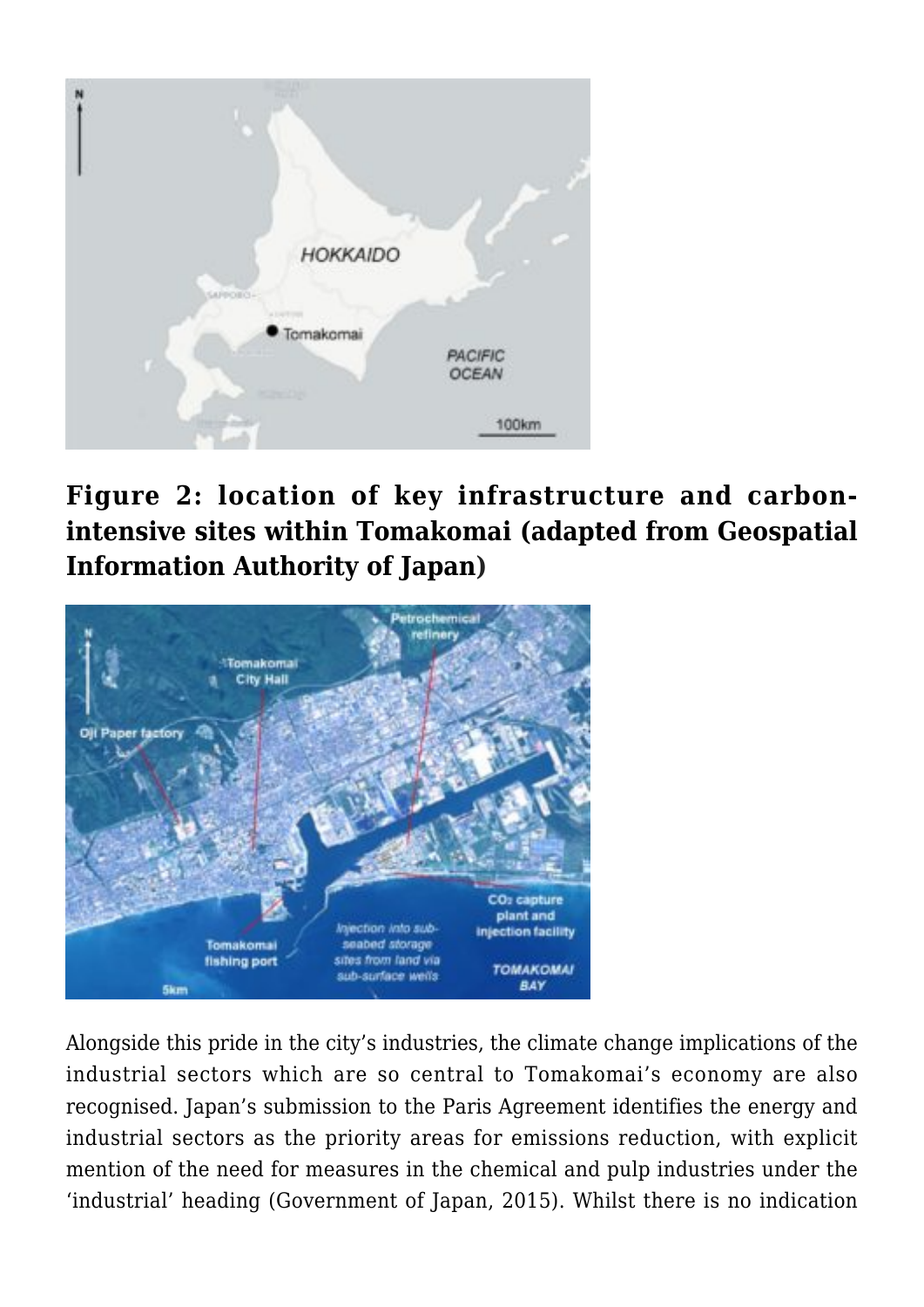**Figure 2: location of key infrastructure and carbon-intensive sites within Tomakomai (adapted from Geospatial Information Authority of Japan)**

Alongside this pride in the city's industries, the climate change implications of the industrial sectors which are so central to Tomakomai's economy are also recognised. Japan's submission to the Paris Agreement identifies the energy and industrial sectors as the priority areas for emissions reduction, with explicit mention of the need for measures in the chemical and pulp industries under the 'industrial' heading (Government of Japan, 2015). Whilst there is no indication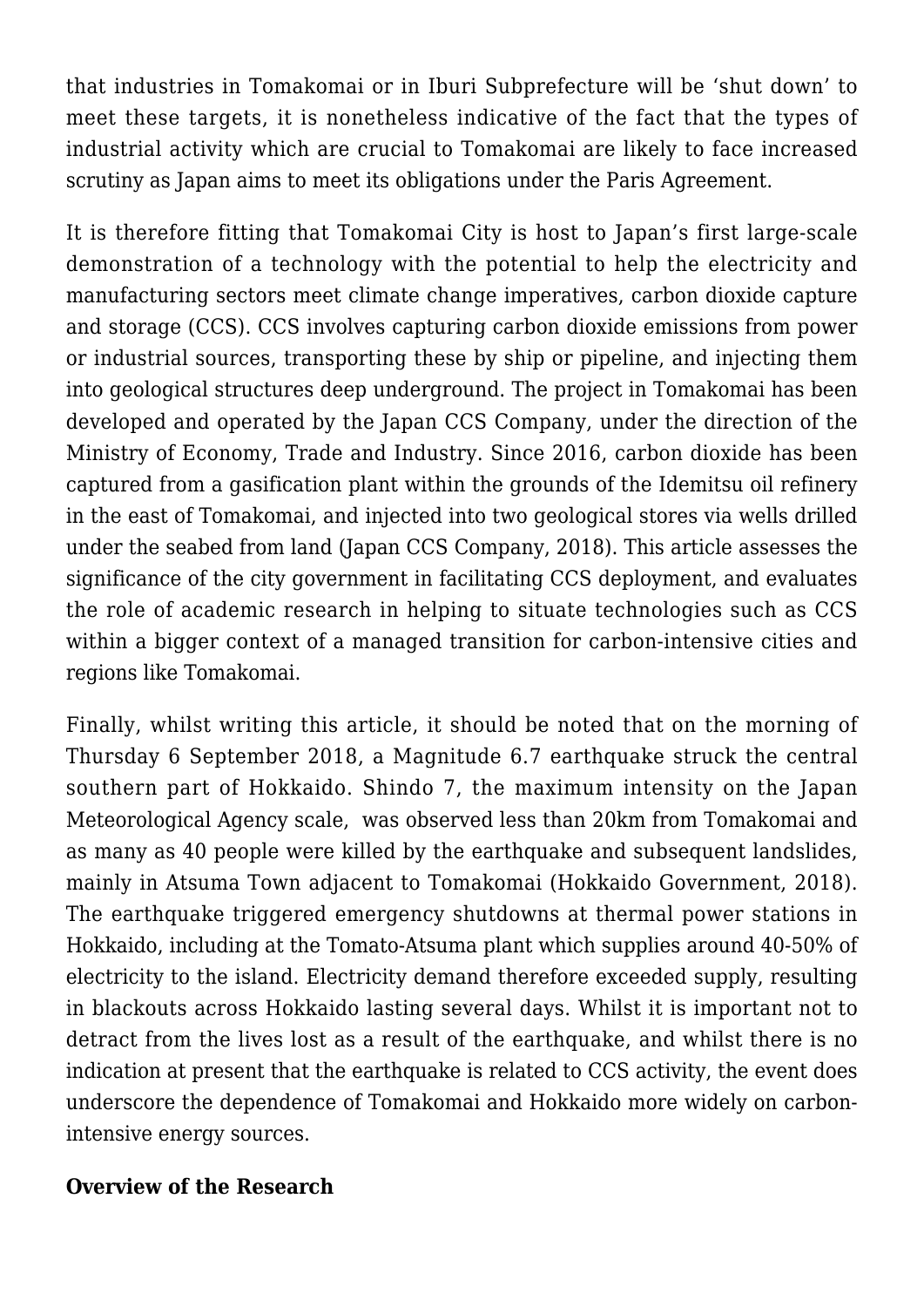that industries in Tomakomai or in Iburi Subprefecture will be 'shut down' to meet these targets, it is nonetheless indicative of the fact that the types of industrial activity which are crucial to Tomakomai are likely to face increased scrutiny as Japan aims to meet its obligations under the Paris Agreement.

It is therefore fitting that Tomakomai City is host to Japan's first large-scale demonstration of a technology with the potential to help the electricity and manufacturing sectors meet climate change imperatives, carbon dioxide capture and storage (CCS). CCS involves capturing carbon dioxide emissions from power or industrial sources, transporting these by ship or pipeline, and injecting them into geological structures deep underground. The project in Tomakomai has been developed and operated by the Japan CCS Company, under the direction of the Ministry of Economy, Trade and Industry. Since 2016, carbon dioxide has been captured from a gasification plant within the grounds of the Idemitsu oil refinery in the east of Tomakomai, and injected into two geological stores via wells drilled under the seabed from land (Japan CCS Company, 2018). This article assesses the significance of the city government in facilitating CCS deployment, and evaluates the role of academic research in helping to situate technologies such as CCS within a bigger context of a managed transition for carbon-intensive cities and regions like Tomakomai.

Finally, whilst writing this article, it should be noted that on the morning of Thursday 6 September 2018, a Magnitude 6.7 earthquake struck the central southern part of Hokkaido. Shindo 7, the maximum intensity on the Japan Meteorological Agency scale, was observed less than 20km from Tomakomai and as many as 40 people were killed by the earthquake and subsequent landslides, mainly in Atsuma Town adjacent to Tomakomai (Hokkaido Government, 2018). The earthquake triggered emergency shutdowns at thermal power stations in Hokkaido, including at the Tomato-Atsuma plant which supplies around 40-50% of electricity to the island. Electricity demand therefore exceeded supply, resulting in blackouts across Hokkaido lasting several days. Whilst it is important not to detract from the lives lost as a result of the earthquake, and whilst there is no indication at present that the earthquake is related to CCS activity, the event does underscore the dependence of Tomakomai and Hokkaido more widely on carbon-intensive energy sources.

**Overview of the Research**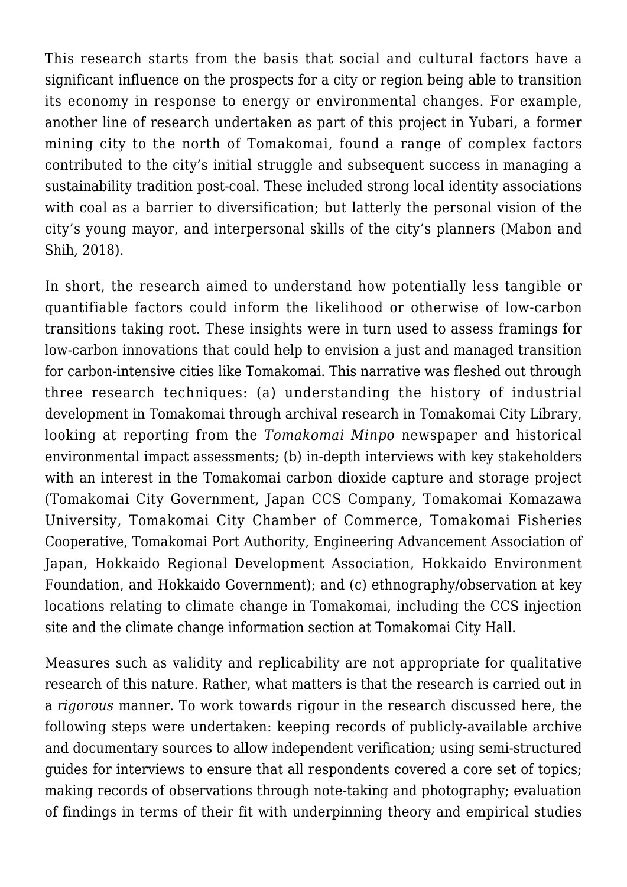This research starts from the basis that social and cultural factors have a significant influence on the prospects for a city or region being able to transition its economy in response to energy or environmental changes. For example, another line of research undertaken as part of this project in Yubari, a former mining city to the north of Tomakomai, found a range of complex factors contributed to the city's initial struggle and subsequent success in managing a sustainability tradition post-coal. These included strong local identity associations with coal as a barrier to diversification; but latterly the personal vision of the city's young mayor, and interpersonal skills of the city's planners (Mabon and Shih, 2018).

In short, the research aimed to understand how potentially less tangible or quantifiable factors could inform the likelihood or otherwise of low-carbon transitions taking root. These insights were in turn used to assess framings for low-carbon innovations that could help to envision a just and managed transition for carbon-intensive cities like Tomakomai. This narrative was fleshed out through three research techniques: (a) understanding the history of industrial development in Tomakomai through archival research in Tomakomai City Library, looking at reporting from the *Tomakomai Minpo* newspaper and historical environmental impact assessments; (b) in-depth interviews with key stakeholders with an interest in the Tomakomai carbon dioxide capture and storage project (Tomakomai City Government, Japan CCS Company, Tomakomai Komazawa University, Tomakomai City Chamber of Commerce, Tomakomai Fisheries Cooperative, Tomakomai Port Authority, Engineering Advancement Association of Japan, Hokkaido Regional Development Association, Hokkaido Environment Foundation, and Hokkaido Government); and (c) ethnography/observation at key locations relating to climate change in Tomakomai, including the CCS injection site and the climate change information section at Tomakomai City Hall.

Measures such as validity and replicability are not appropriate for qualitative research of this nature. Rather, what matters is that the research is carried out in a *rigorous* manner. To work towards rigour in the research discussed here, the following steps were undertaken: keeping records of publicly-available archive and documentary sources to allow independent verification; using semi-structured guides for interviews to ensure that all respondents covered a core set of topics; making records of observations through note-taking and photography; evaluation of findings in terms of their fit with underpinning theory and empirical studies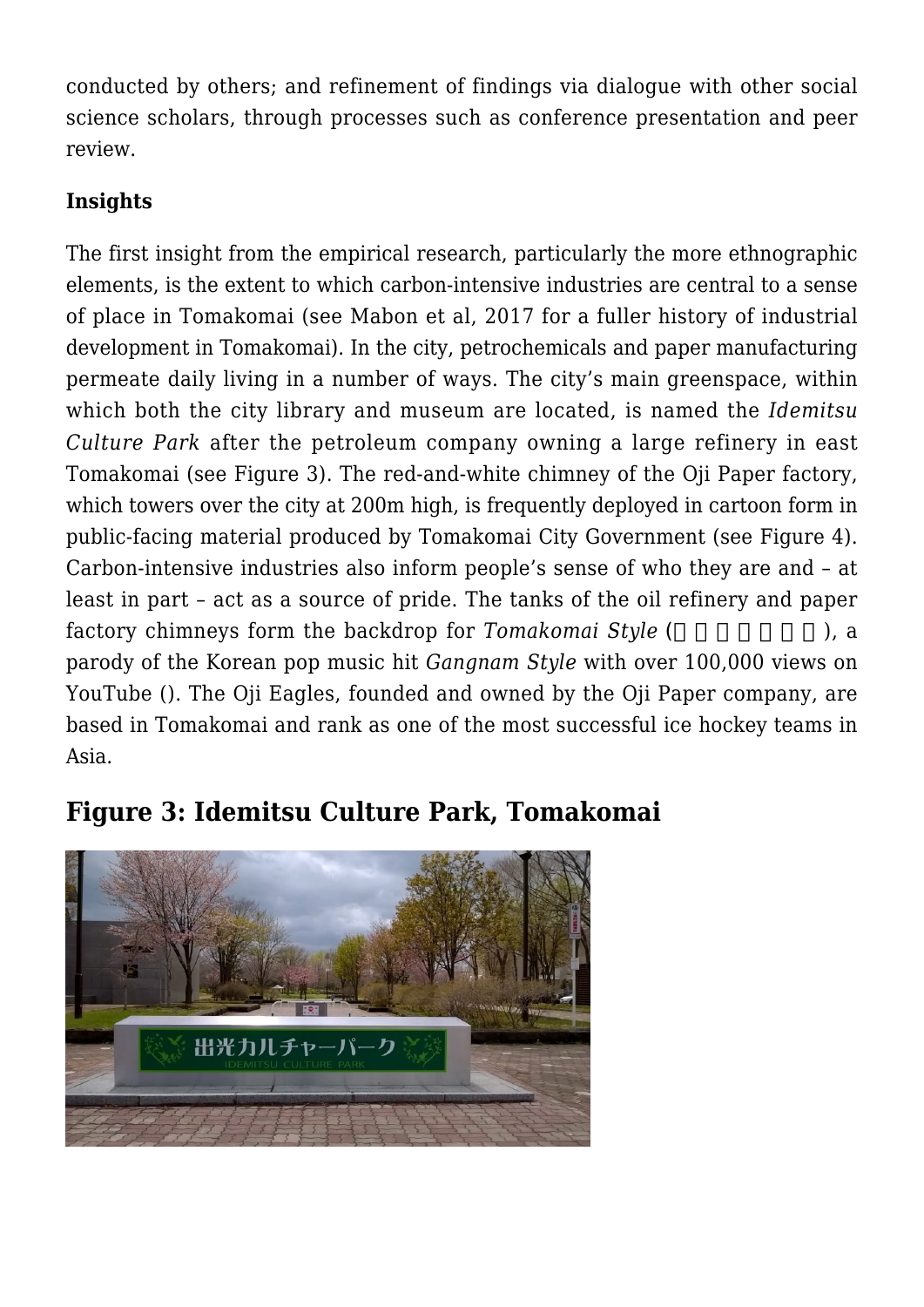conducted by others; and refinement of findings via dialogue with other social science scholars, through processes such as conference presentation and peer review.

**Insights**

The first insight from the empirical research, particularly the more ethnographic elements, is the extent to which carbon-intensive industries are central to a sense of place in Tomakomai (see Mabon et al, 2017 for a fuller history of industrial development in Tomakomai). In the city, petrochemicals and paper manufacturing permeate daily living in a number of ways. The city's main greenspace, within which both the city library and museum are located, is named the *Idemitsu Culture Park* after the petroleum company owning a large refinery in east Tomakomai (see Figure 3). The red-and-white chimney of the Oji Paper factory, which towers over the city at 200m high, is frequently deployed in cartoon form in public-facing material produced by Tomakomai City Government (see Figure 4). Carbon-intensive industries also inform people's sense of who they are and – at least in part – act as a source of pride. The tanks of the oil refinery and paper factory chimneys form the backdrop for *Tomakomai Style* (□□□□□□□), a parody of the Korean pop music hit *Gangnam Style* with over 100,000 views on YouTube (). The Oji Eagles, founded and owned by the Oji Paper company, are based in Tomakomai and rank as one of the most successful ice hockey teams in Asia.

## Figure 3: Idemitsu Culture Park, Tomakomai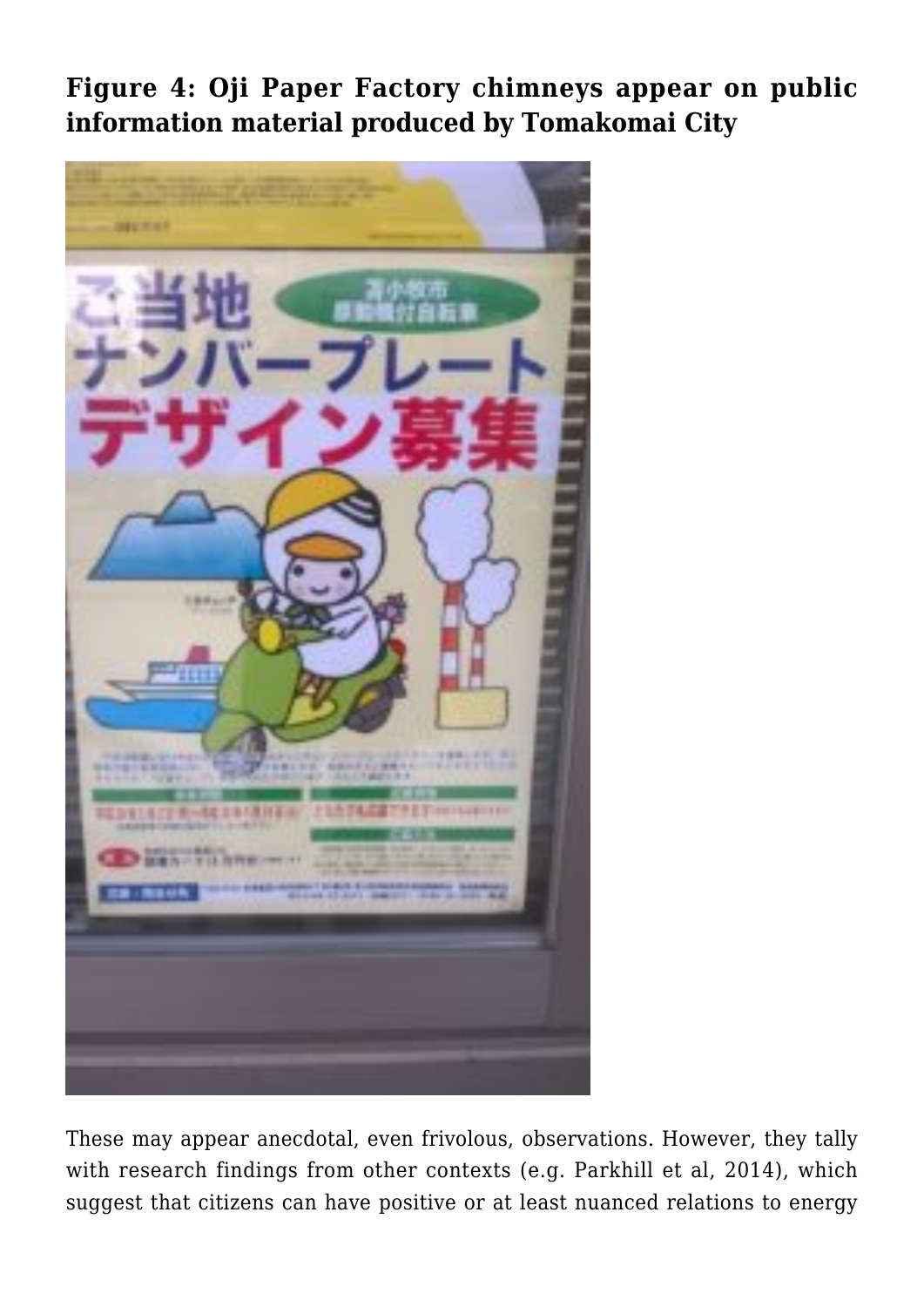**Figure 4: Oji Paper Factory chimneys appear on public information material produced by Tomakomai City**

These may appear anecdotal, even frivolous, observations. However, they tally with research findings from other contexts (e.g. Parkhill et al, 2014), which suggest that citizens can have positive or at least nuanced relations to energy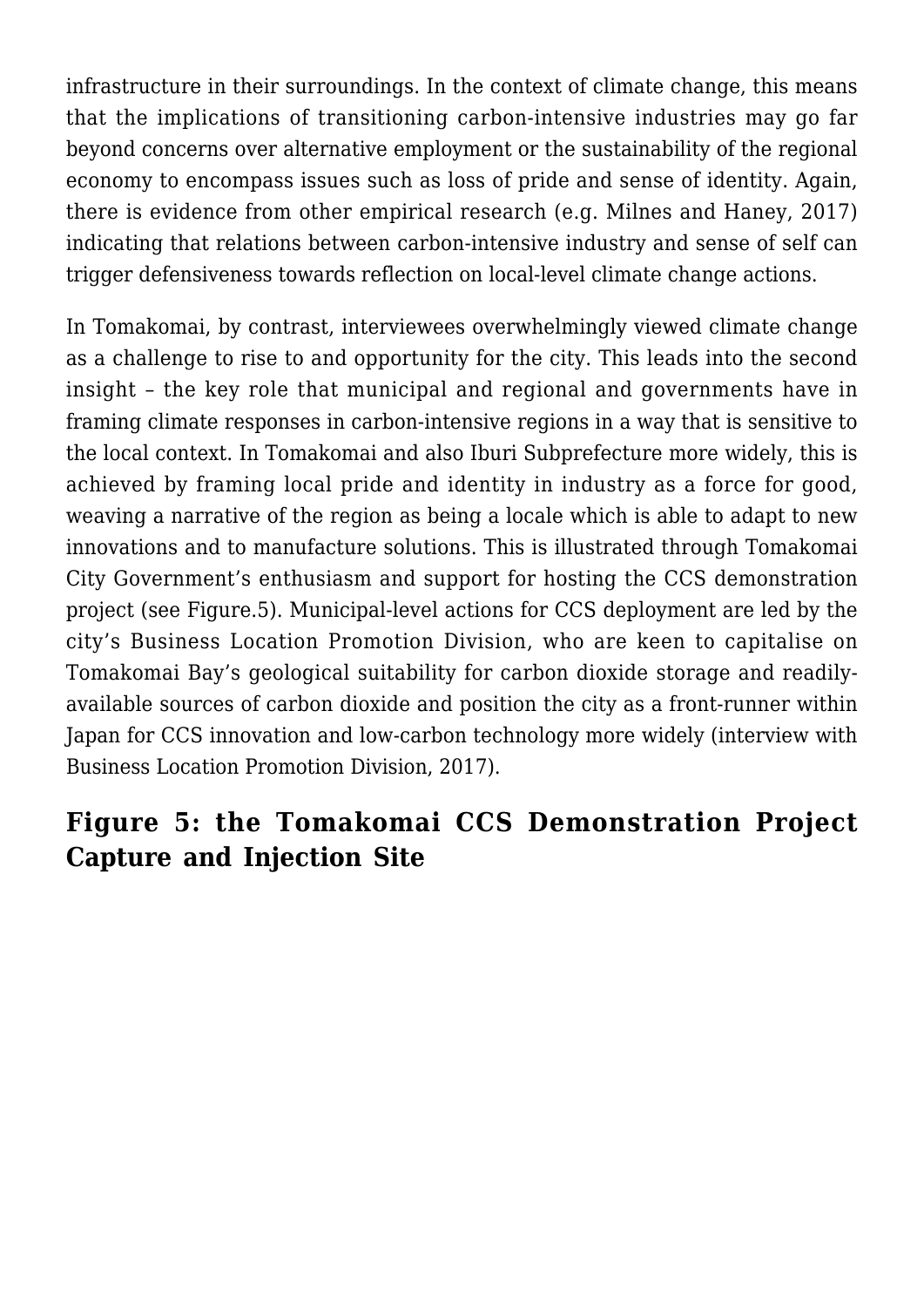infrastructure in their surroundings. In the context of climate change, this means that the implications of transitioning carbon-intensive industries may go far beyond concerns over alternative employment or the sustainability of the regional economy to encompass issues such as loss of pride and sense of identity. Again, there is evidence from other empirical research (e.g. Milnes and Haney, 2017) indicating that relations between carbon-intensive industry and sense of self can trigger defensiveness towards reflection on local-level climate change actions.

In Tomakomai, by contrast, interviewees overwhelmingly viewed climate change as a challenge to rise to and opportunity for the city. This leads into the second insight – the key role that municipal and regional and governments have in framing climate responses in carbon-intensive regions in a way that is sensitive to the local context. In Tomakomai and also Iburi Subprefecture more widely, this is achieved by framing local pride and identity in industry as a force for good, weaving a narrative of the region as being a locale which is able to adapt to new innovations and to manufacture solutions. This is illustrated through Tomakomai City Government's enthusiasm and support for hosting the CCS demonstration project (see Figure.5). Municipal-level actions for CCS deployment are led by the city's Business Location Promotion Division, who are keen to capitalise on Tomakomai Bay's geological suitability for carbon dioxide storage and readily-available sources of carbon dioxide and position the city as a front-runner within Japan for CCS innovation and low-carbon technology more widely (interview with Business Location Promotion Division, 2017).

## Figure 5: the Tomakomai CCS Demonstration Project Capture and Injection Site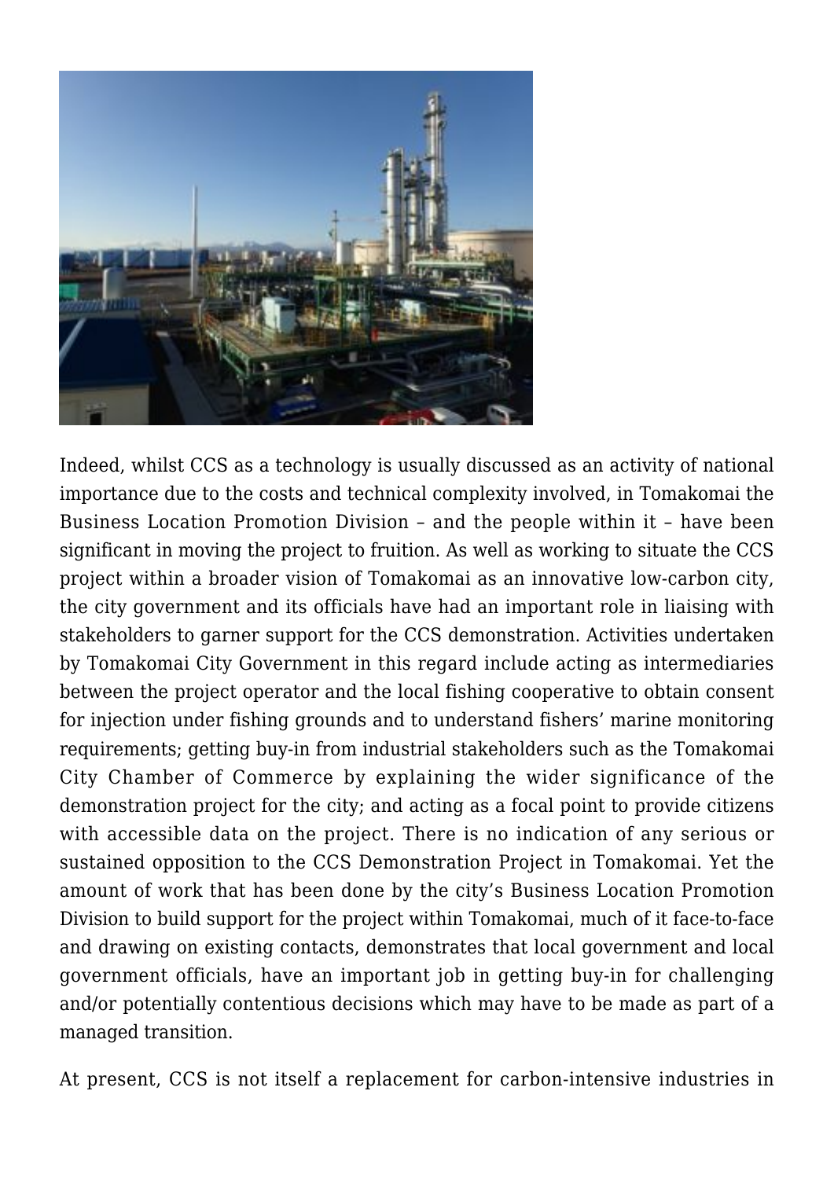Indeed, whilst CCS as a technology is usually discussed as an activity of national importance due to the costs and technical complexity involved, in Tomakomai the Business Location Promotion Division – and the people within it – have been significant in moving the project to fruition. As well as working to situate the CCS project within a broader vision of Tomakomai as an innovative low-carbon city, the city government and its officials have had an important role in liaising with stakeholders to garner support for the CCS demonstration. Activities undertaken by Tomakomai City Government in this regard include acting as intermediaries between the project operator and the local fishing cooperative to obtain consent for injection under fishing grounds and to understand fishers' marine monitoring requirements; getting buy-in from industrial stakeholders such as the Tomakomai City Chamber of Commerce by explaining the wider significance of the demonstration project for the city; and acting as a focal point to provide citizens with accessible data on the project. There is no indication of any serious or sustained opposition to the CCS Demonstration Project in Tomakomai. Yet the amount of work that has been done by the city's Business Location Promotion Division to build support for the project within Tomakomai, much of it face-to-face and drawing on existing contacts, demonstrates that local government and local government officials, have an important job in getting buy-in for challenging and/or potentially contentious decisions which may have to be made as part of a managed transition.

At present, CCS is not itself a replacement for carbon-intensive industries in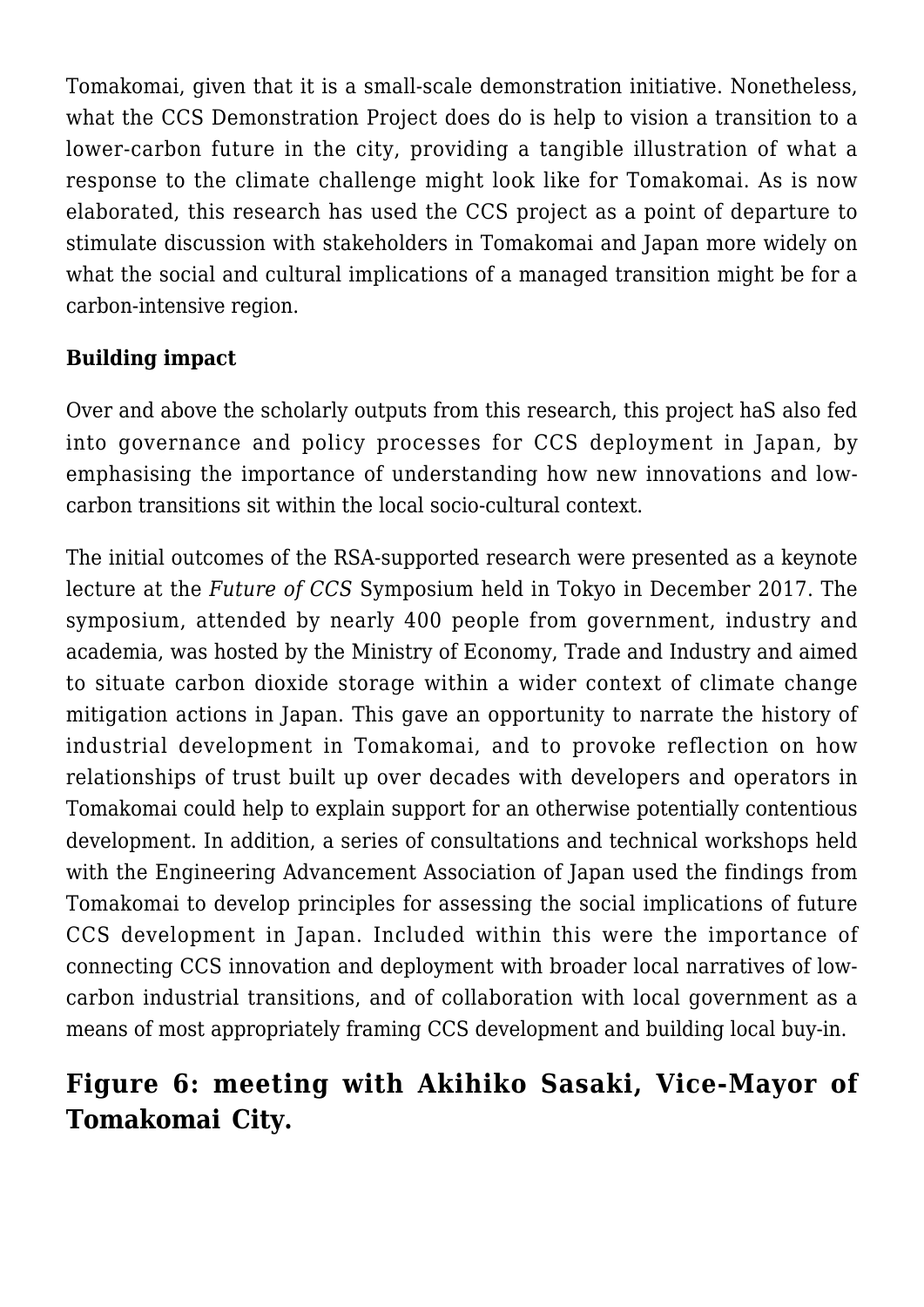Tomakomai, given that it is a small-scale demonstration initiative. Nonetheless, what the CCS Demonstration Project does do is help to vision a transition to a lower-carbon future in the city, providing a tangible illustration of what a response to the climate challenge might look like for Tomakomai. As is now elaborated, this research has used the CCS project as a point of departure to stimulate discussion with stakeholders in Tomakomai and Japan more widely on what the social and cultural implications of a managed transition might be for a carbon-intensive region.

**Building impact**

Over and above the scholarly outputs from this research, this project haS also fed into governance and policy processes for CCS deployment in Japan, by emphasising the importance of understanding how new innovations and low-carbon transitions sit within the local socio-cultural context.

The initial outcomes of the RSA-supported research were presented as a keynote lecture at the *Future of CCS* Symposium held in Tokyo in December 2017. The symposium, attended by nearly 400 people from government, industry and academia, was hosted by the Ministry of Economy, Trade and Industry and aimed to situate carbon dioxide storage within a wider context of climate change mitigation actions in Japan. This gave an opportunity to narrate the history of industrial development in Tomakomai, and to provoke reflection on how relationships of trust built up over decades with developers and operators in Tomakomai could help to explain support for an otherwise potentially contentious development. In addition, a series of consultations and technical workshops held with the Engineering Advancement Association of Japan used the findings from Tomakomai to develop principles for assessing the social implications of future CCS development in Japan. Included within this were the importance of connecting CCS innovation and deployment with broader local narratives of low-carbon industrial transitions, and of collaboration with local government as a means of most appropriately framing CCS development and building local buy-in.

## Figure 6: meeting with Akihiko Sasaki, Vice-Mayor of Tomakomai City.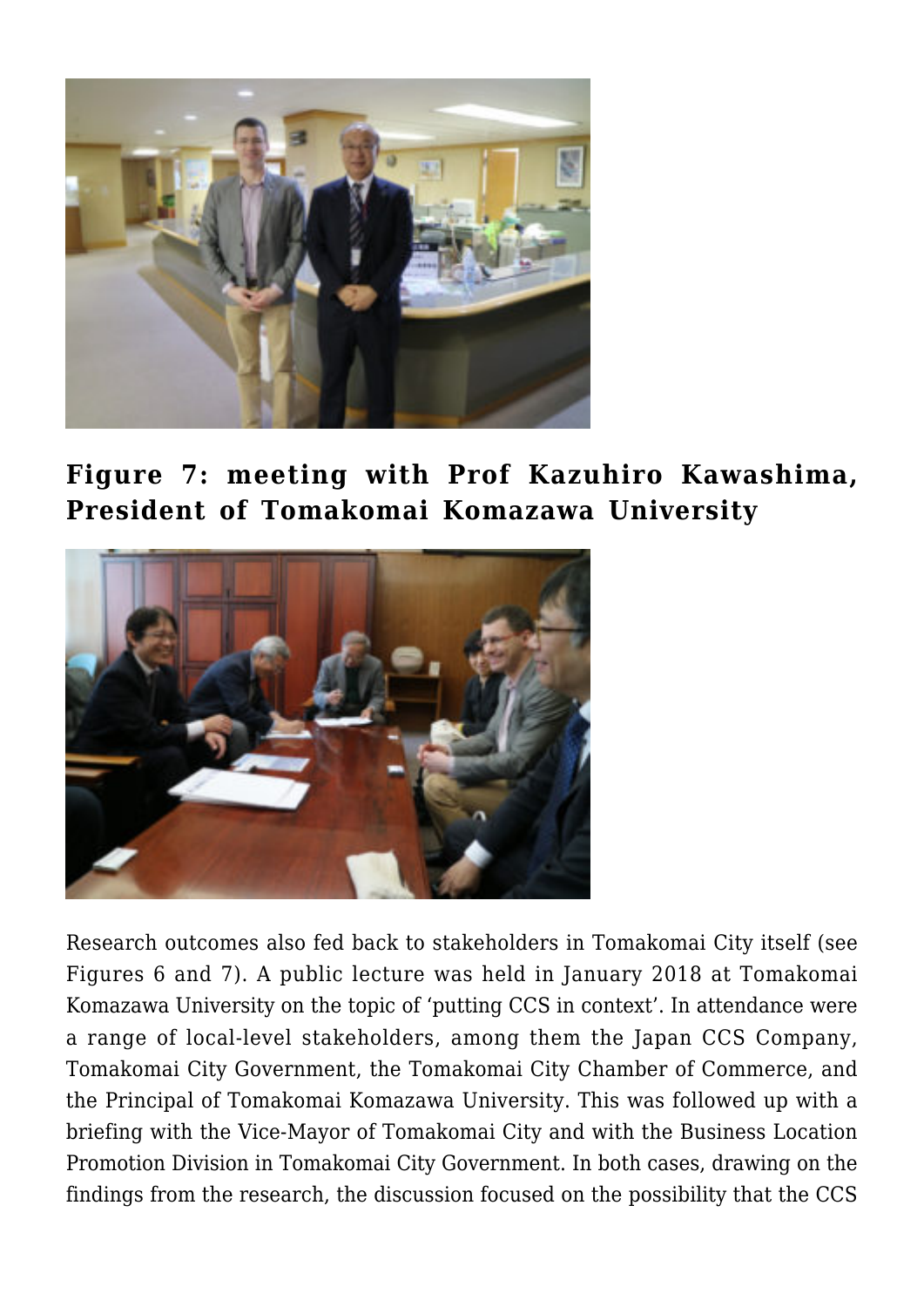**Figure 7: meeting with Prof Kazuhiro Kawashima, President of Tomakomai Komazawa University**

Research outcomes also fed back to stakeholders in Tomakomai City itself (see Figures 6 and 7). A public lecture was held in January 2018 at Tomakomai Komazawa University on the topic of 'putting CCS in context'. In attendance were a range of local-level stakeholders, among them the Japan CCS Company, Tomakomai City Government, the Tomakomai City Chamber of Commerce, and the Principal of Tomakomai Komazawa University. This was followed up with a briefing with the Vice-Mayor of Tomakomai City and with the Business Location Promotion Division in Tomakomai City Government. In both cases, drawing on the findings from the research, the discussion focused on the possibility that the CCS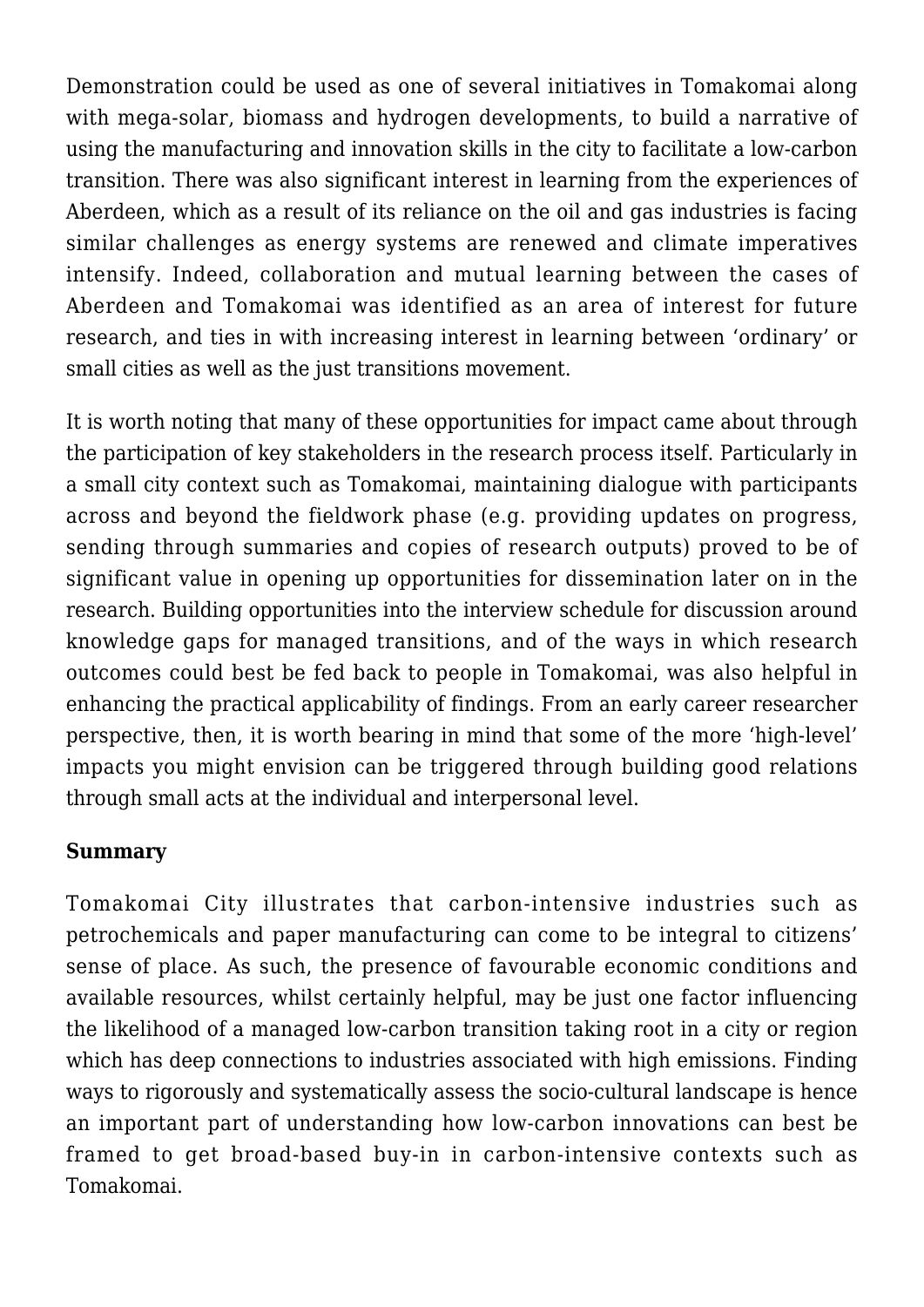Demonstration could be used as one of several initiatives in Tomakomai along with mega-solar, biomass and hydrogen developments, to build a narrative of using the manufacturing and innovation skills in the city to facilitate a low-carbon transition. There was also significant interest in learning from the experiences of Aberdeen, which as a result of its reliance on the oil and gas industries is facing similar challenges as energy systems are renewed and climate imperatives intensify. Indeed, collaboration and mutual learning between the cases of Aberdeen and Tomakomai was identified as an area of interest for future research, and ties in with increasing interest in learning between 'ordinary' or small cities as well as the just transitions movement.

It is worth noting that many of these opportunities for impact came about through the participation of key stakeholders in the research process itself. Particularly in a small city context such as Tomakomai, maintaining dialogue with participants across and beyond the fieldwork phase (e.g. providing updates on progress, sending through summaries and copies of research outputs) proved to be of significant value in opening up opportunities for dissemination later on in the research. Building opportunities into the interview schedule for discussion around knowledge gaps for managed transitions, and of the ways in which research outcomes could best be fed back to people in Tomakomai, was also helpful in enhancing the practical applicability of findings. From an early career researcher perspective, then, it is worth bearing in mind that some of the more 'high-level' impacts you might envision can be triggered through building good relations through small acts at the individual and interpersonal level.

**Summary**

Tomakomai City illustrates that carbon-intensive industries such as petrochemicals and paper manufacturing can come to be integral to citizens' sense of place. As such, the presence of favourable economic conditions and available resources, whilst certainly helpful, may be just one factor influencing the likelihood of a managed low-carbon transition taking root in a city or region which has deep connections to industries associated with high emissions. Finding ways to rigorously and systematically assess the socio-cultural landscape is hence an important part of understanding how low-carbon innovations can best be framed to get broad-based buy-in in carbon-intensive contexts such as Tomakomai.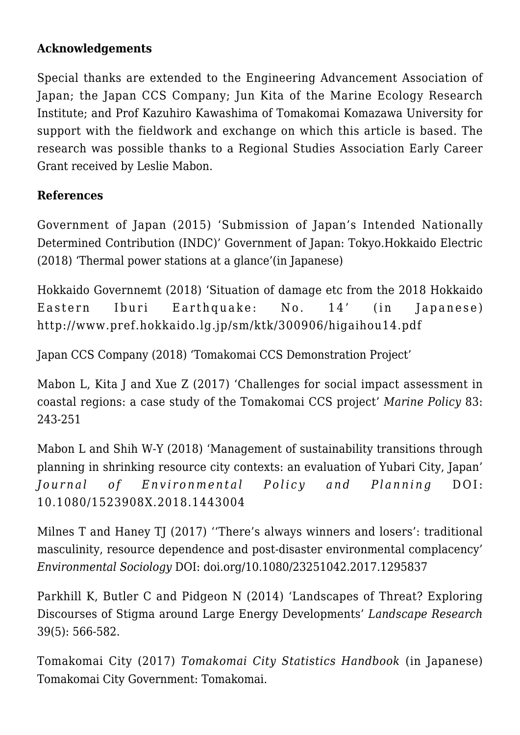**Acknowledgements**

Special thanks are extended to the Engineering Advancement Association of Japan; the Japan CCS Company; Jun Kita of the Marine Ecology Research Institute; and Prof Kazuhiro Kawashima of Tomakomai Komazawa University for support with the fieldwork and exchange on which this article is based. The research was possible thanks to a Regional Studies Association Early Career Grant received by Leslie Mabon.

**References**

Government of Japan (2015) 'Submission of Japan's Intended Nationally Determined Contribution (INDC)' Government of Japan: Tokyo.Hokkaido Electric (2018) 'Thermal power stations at a glance'(in Japanese)

Hokkaido Governnemt (2018) 'Situation of damage etc from the 2018 Hokkaido Eastern Iburi Earthquake: No. 14' (in Japanese) http://www.pref.hokkaido.lg.jp/sm/ktk/300906/higaihou14.pdf

Japan CCS Company (2018) 'Tomakomai CCS Demonstration Project'

Mabon L, Kita J and Xue Z (2017) 'Challenges for social impact assessment in coastal regions: a case study of the Tomakomai CCS project' *Marine Policy* 83: 243-251

Mabon L and Shih W-Y (2018) 'Management of sustainability transitions through planning in shrinking resource city contexts: an evaluation of Yubari City, Japan' *Journal of Environmental Policy and Planning* DOI: 10.1080/1523908X.2018.1443004

Milnes T and Haney TJ (2017) ''There's always winners and losers': traditional masculinity, resource dependence and post-disaster environmental complacency' *Environmental Sociology* DOI: doi.org/10.1080/23251042.2017.1295837

Parkhill K, Butler C and Pidgeon N (2014) 'Landscapes of Threat? Exploring Discourses of Stigma around Large Energy Developments' *Landscape Research* 39(5): 566-582.

Tomakomai City (2017) *Tomakomai City Statistics Handbook* (in Japanese) Tomakomai City Government: Tomakomai.